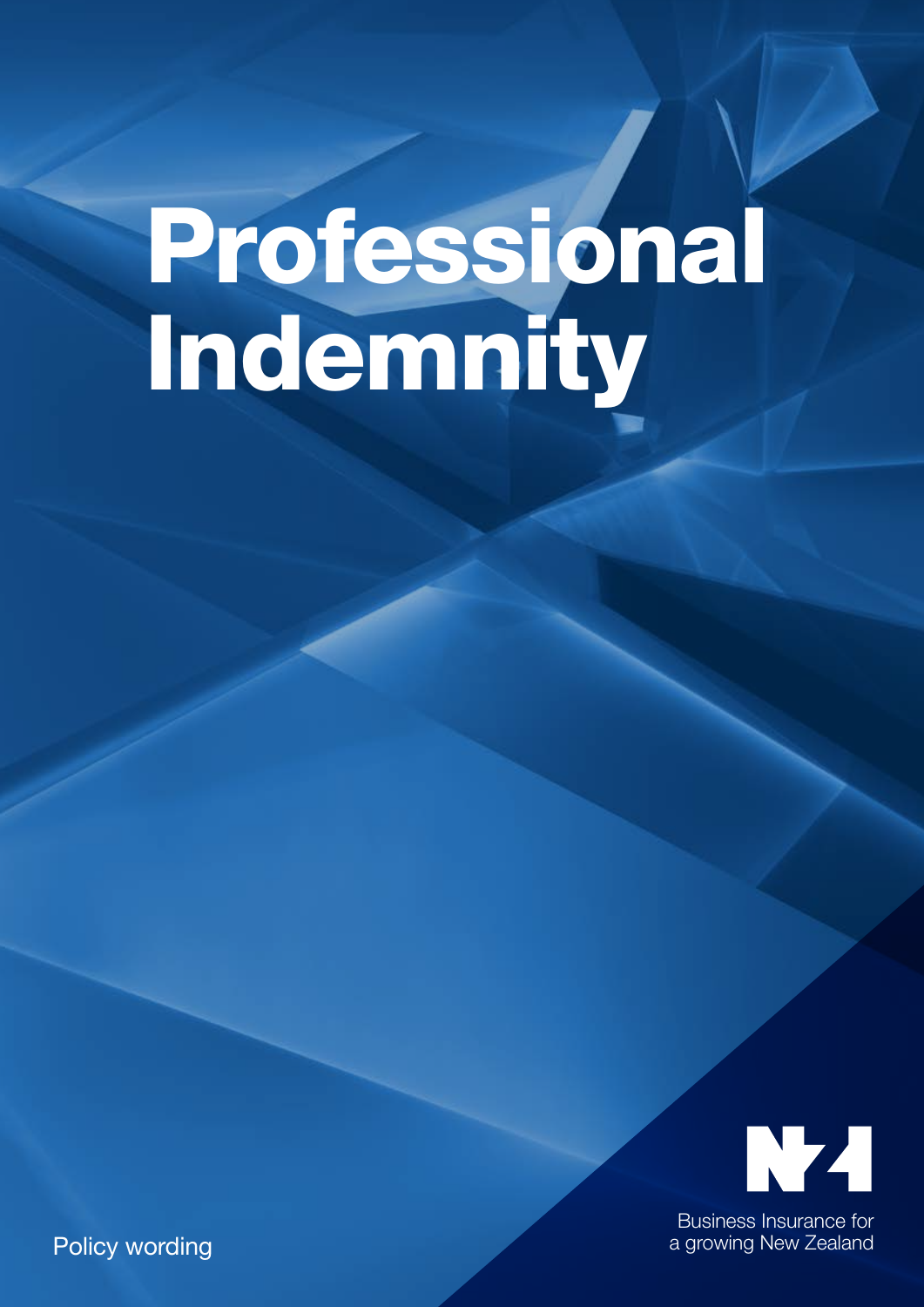# Professional Indemnity

Business Insurance for a growing New Zealand

Policy wording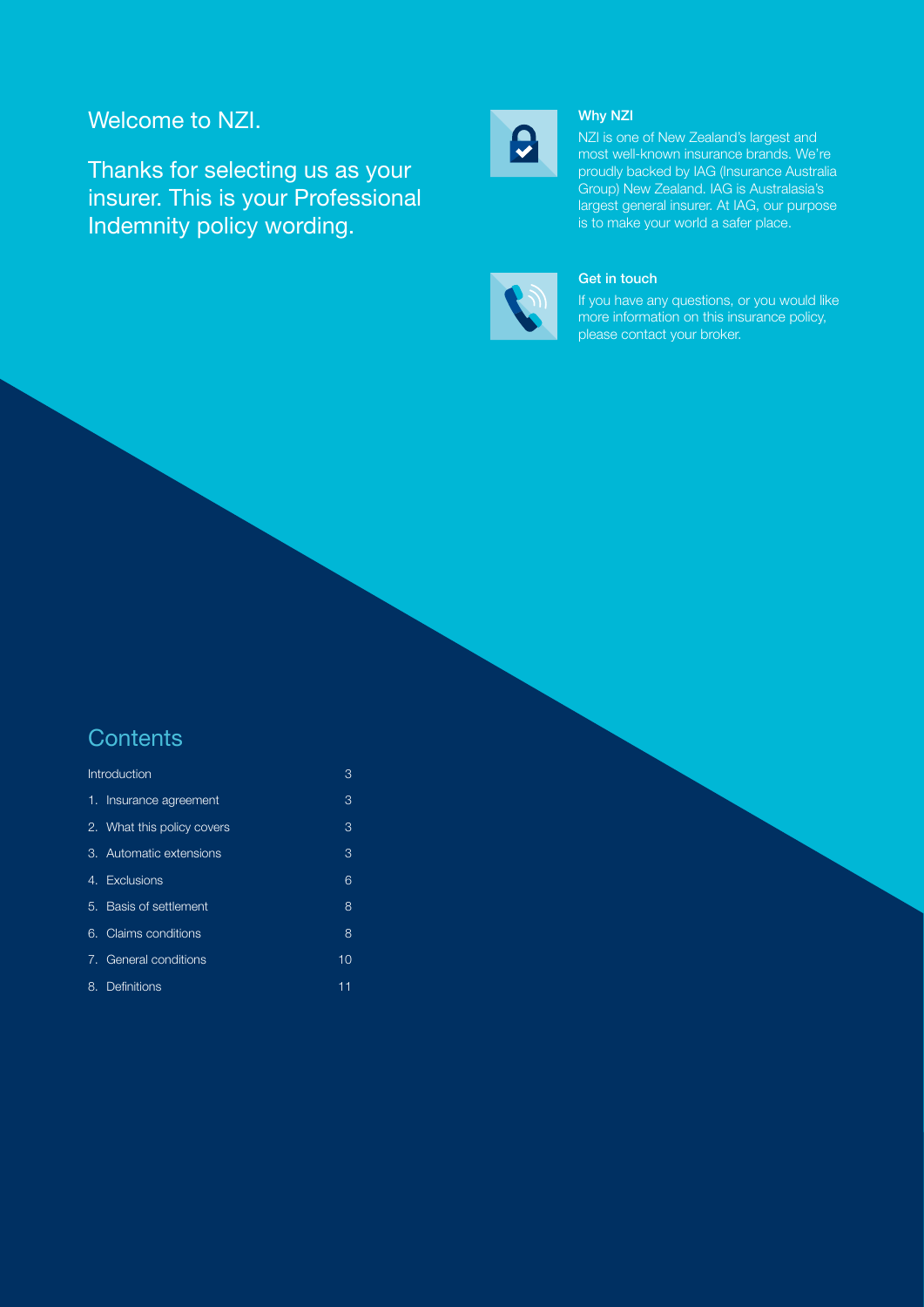# Welcome to NZI.

Thanks for selecting us as your insurer. This is your Professional Indemnity policy wording.

**Why NZI**

NZI is one of New Zealand's largest and most well-known insurance brands. We're proudly backed by IAG (Insurance Australia Group) New Zealand. IAG is Australasia's largest general insurer. At IAG, our purpose is to make your world a safer place.

**Get in touch**

If you have any questions, or you would like more information on this insurance policy, please contact your broker.

## Contents

| | |
|---|---|
| Introduction | 3 |
| 1. Insurance agreement | 3 |
| 2. What this policy covers | 3 |
| 3. Automatic extensions | 3 |
| 4. Exclusions | 6 |
| 5. Basis of settlement | 8 |
| 6. Claims conditions | 8 |
| 7. General conditions | 10 |
| 8. Definitions | 11 |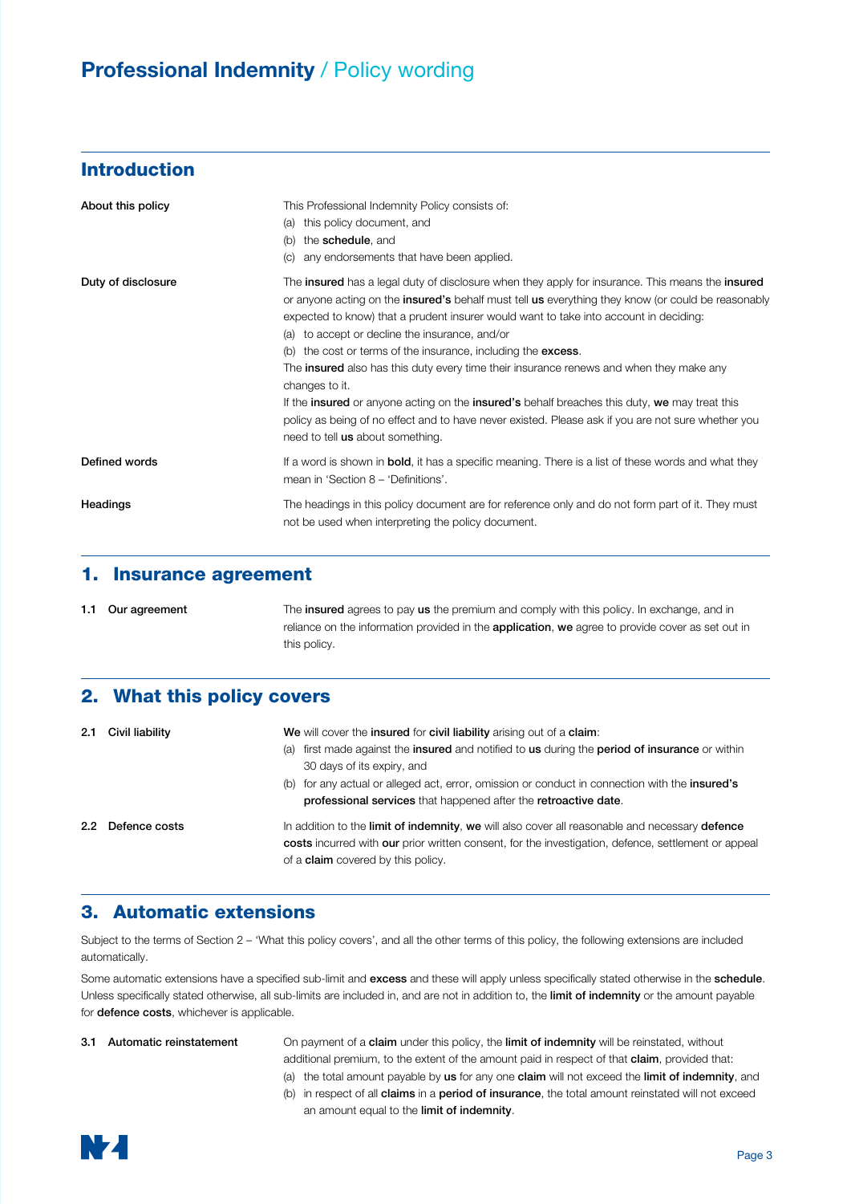## Introduction

**About this policy**

This Professional Indemnity Policy consists of:
(a) this policy document, and
(b) the **schedule**, and
(c) any endorsements that have been applied.

**Duty of disclosure**

The **insured** has a legal duty of disclosure when they apply for insurance. This means the **insured** or anyone acting on the **insured's** behalf must tell **us** everything they know (or could be reasonably expected to know) that a prudent insurer would want to take into account in deciding:
(a) to accept or decline the insurance, and/or
(b) the cost or terms of the insurance, including the **excess**.

The **insured** also has this duty every time their insurance renews and when they make any changes to it.

If the **insured** or anyone acting on the **insured's** behalf breaches this duty, **we** may treat this policy as being of no effect and to have never existed. Please ask if you are not sure whether you need to tell **us** about something.

**Defined words**

If a word is shown in **bold**, it has a specific meaning. There is a list of these words and what they mean in 'Section 8 – 'Definitions'.

**Headings**

The headings in this policy document are for reference only and do not form part of it. They must not be used when interpreting the policy document.

## 1. Insurance agreement

**1.1 Our agreement**

The **insured** agrees to pay **us** the premium and comply with this policy. In exchange, and in reliance on the information provided in the **application**, **we** agree to provide cover as set out in this policy.

## 2. What this policy covers

**2.1 Civil liability**

**We** will cover the **insured** for **civil liability** arising out of a **claim**:
(a) first made against the **insured** and notified to **us** during the **period of insurance** or within 30 days of its expiry, and
(b) for any actual or alleged act, error, omission or conduct in connection with the **insured's professional services** that happened after the **retroactive date**.

**2.2 Defence costs**

In addition to the **limit of indemnity**, **we** will also cover all reasonable and necessary **defence costs** incurred with **our** prior written consent, for the investigation, defence, settlement or appeal of a **claim** covered by this policy.

## 3. Automatic extensions

Subject to the terms of Section 2 – 'What this policy covers', and all the other terms of this policy, the following extensions are included automatically.

Some automatic extensions have a specified sub-limit and **excess** and these will apply unless specifically stated otherwise in the **schedule**. Unless specifically stated otherwise, all sub-limits are included in, and are not in addition to, the **limit of indemnity** or the amount payable for **defence costs**, whichever is applicable.

**3.1 Automatic reinstatement**

On payment of a **claim** under this policy, the **limit of indemnity** will be reinstated, without additional premium, to the extent of the amount paid in respect of that **claim**, provided that:
(a) the total amount payable by **us** for any one **claim** will not exceed the **limit of indemnity**, and
(b) in respect of all **claims** in a **period of insurance**, the total amount reinstated will not exceed an amount equal to the **limit of indemnity**.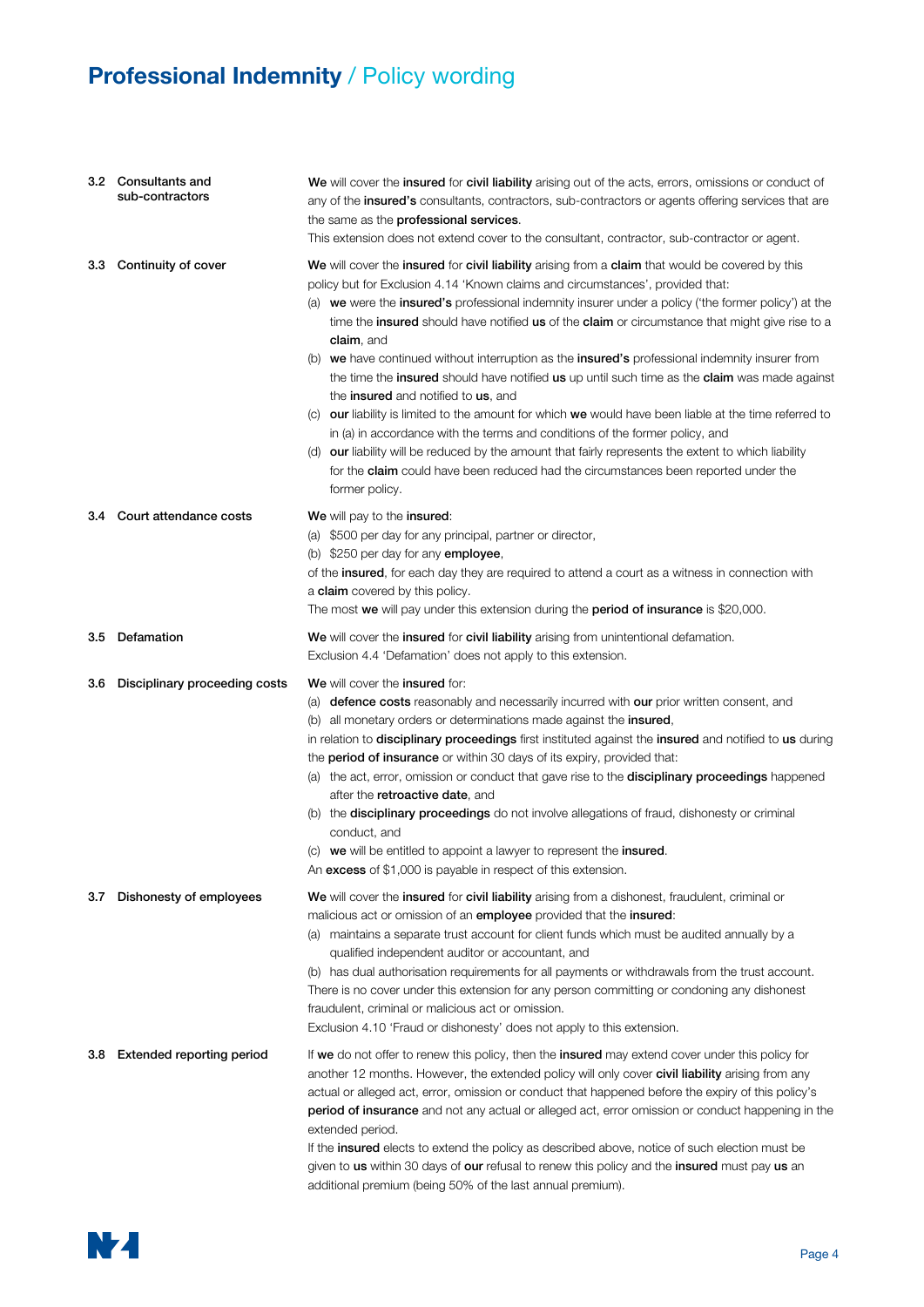**3.2 Consultants and sub-contractors**

**We** will cover the **insured** for **civil liability** arising out of the acts, errors, omissions or conduct of any of the **insured's** consultants, contractors, sub-contractors or agents offering services that are the same as the **professional services**.
This extension does not extend cover to the consultant, contractor, sub-contractor or agent.

**3.3 Continuity of cover**

**We** will cover the **insured** for **civil liability** arising from a **claim** that would be covered by this policy but for Exclusion 4.14 'Known claims and circumstances', provided that:

(a) **we** were the **insured's** professional indemnity insurer under a policy ('the former policy') at the time the **insured** should have notified **us** of the **claim** or circumstance that might give rise to a **claim**, and
(b) **we** have continued without interruption as the **insured's** professional indemnity insurer from the time the **insured** should have notified **us** up until such time as the **claim** was made against the **insured** and notified to **us**, and
(c) **our** liability is limited to the amount for which **we** would have been liable at the time referred to in (a) in accordance with the terms and conditions of the former policy, and
(d) **our** liability will be reduced by the amount that fairly represents the extent to which liability for the **claim** could have been reduced had the circumstances been reported under the former policy.

**3.4 Court attendance costs**

**We** will pay to the **insured**:

(a) $500 per day for any principal, partner or director,
(b) $250 per day for any **employee**,

of the **insured**, for each day they are required to attend a court as a witness in connection with a **claim** covered by this policy.
The most **we** will pay under this extension during the **period of insurance** is $20,000.

**3.5 Defamation**

**We** will cover the **insured** for **civil liability** arising from unintentional defamation.
Exclusion 4.4 'Defamation' does not apply to this extension.

**3.6 Disciplinary proceeding costs**

**We** will cover the **insured** for:

(a) **defence costs** reasonably and necessarily incurred with **our** prior written consent, and
(b) all monetary orders or determinations made against the **insured**,

in relation to **disciplinary proceedings** first instituted against the **insured** and notified to **us** during the **period of insurance** or within 30 days of its expiry, provided that:

(a) the act, error, omission or conduct that gave rise to the **disciplinary proceedings** happened after the **retroactive date**, and
(b) the **disciplinary proceedings** do not involve allegations of fraud, dishonesty or criminal conduct, and
(c) **we** will be entitled to appoint a lawyer to represent the **insured**.

An **excess** of $1,000 is payable in respect of this extension.

**3.7 Dishonesty of employees**

**We** will cover the **insured** for **civil liability** arising from a dishonest, fraudulent, criminal or malicious act or omission of an **employee** provided that the **insured**:

(a) maintains a separate trust account for client funds which must be audited annually by a qualified independent auditor or accountant, and
(b) has dual authorisation requirements for all payments or withdrawals from the trust account.

There is no cover under this extension for any person committing or condoning any dishonest fraudulent, criminal or malicious act or omission.
Exclusion 4.10 'Fraud or dishonesty' does not apply to this extension.

**3.8 Extended reporting period**

If **we** do not offer to renew this policy, then the **insured** may extend cover under this policy for another 12 months. However, the extended policy will only cover **civil liability** arising from any actual or alleged act, error, omission or conduct that happened before the expiry of this policy's **period of insurance** and not any actual or alleged act, error omission or conduct happening in the extended period.
If the **insured** elects to extend the policy as described above, notice of such election must be given to **us** within 30 days of **our** refusal to renew this policy and the **insured** must pay **us** an additional premium (being 50% of the last annual premium).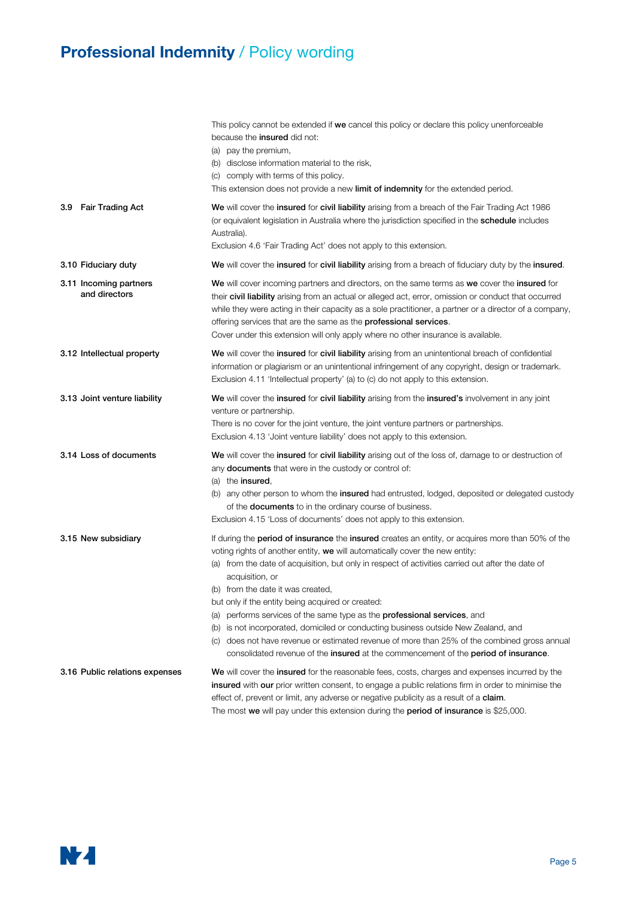This policy cannot be extended if **we** cancel this policy or declare this policy unenforceable because the **insured** did not:

(a) pay the premium,
(b) disclose information material to the risk,
(c) comply with terms of this policy.

This extension does not provide a new **limit of indemnity** for the extended period.

### 3.9 Fair Trading Act

**We** will cover the **insured** for **civil liability** arising from a breach of the Fair Trading Act 1986 (or equivalent legislation in Australia where the jurisdiction specified in the **schedule** includes Australia).

Exclusion 4.6 'Fair Trading Act' does not apply to this extension.

### 3.10 Fiduciary duty

**We** will cover the **insured** for **civil liability** arising from a breach of fiduciary duty by the **insured**.

### 3.11 Incoming partners and directors

**We** will cover incoming partners and directors, on the same terms as **we** cover the **insured** for their **civil liability** arising from an actual or alleged act, error, omission or conduct that occurred while they were acting in their capacity as a sole practitioner, a partner or a director of a company, offering services that are the same as the **professional services**.

Cover under this extension will only apply where no other insurance is available.

### 3.12 Intellectual property

**We** will cover the **insured** for **civil liability** arising from an unintentional breach of confidential information or plagiarism or an unintentional infringement of any copyright, design or trademark.

Exclusion 4.11 'Intellectual property' (a) to (c) do not apply to this extension.

### 3.13 Joint venture liability

**We** will cover the **insured** for **civil liability** arising from the **insured's** involvement in any joint venture or partnership.

There is no cover for the joint venture, the joint venture partners or partnerships.

Exclusion 4.13 'Joint venture liability' does not apply to this extension.

### 3.14 Loss of documents

**We** will cover the **insured** for **civil liability** arising out of the loss of, damage to or destruction of any **documents** that were in the custody or control of:

(a) the **insured**,
(b) any other person to whom the **insured** had entrusted, lodged, deposited or delegated custody of the **documents** to in the ordinary course of business.

Exclusion 4.15 'Loss of documents' does not apply to this extension.

### 3.15 New subsidiary

If during the **period of insurance** the **insured** creates an entity, or acquires more than 50% of the voting rights of another entity, **we** will automatically cover the new entity:

(a) from the date of acquisition, but only in respect of activities carried out after the date of acquisition, or
(b) from the date it was created,

but only if the entity being acquired or created:

(a) performs services of the same type as the **professional services**, and
(b) is not incorporated, domiciled or conducting business outside New Zealand, and
(c) does not have revenue or estimated revenue of more than 25% of the combined gross annual consolidated revenue of the **insured** at the commencement of the **period of insurance**.

### 3.16 Public relations expenses

**We** will cover the **insured** for the reasonable fees, costs, charges and expenses incurred by the **insured** with **our** prior written consent, to engage a public relations firm in order to minimise the effect of, prevent or limit, any adverse or negative publicity as a result of a **claim**.

The most **we** will pay under this extension during the **period of insurance** is $25,000.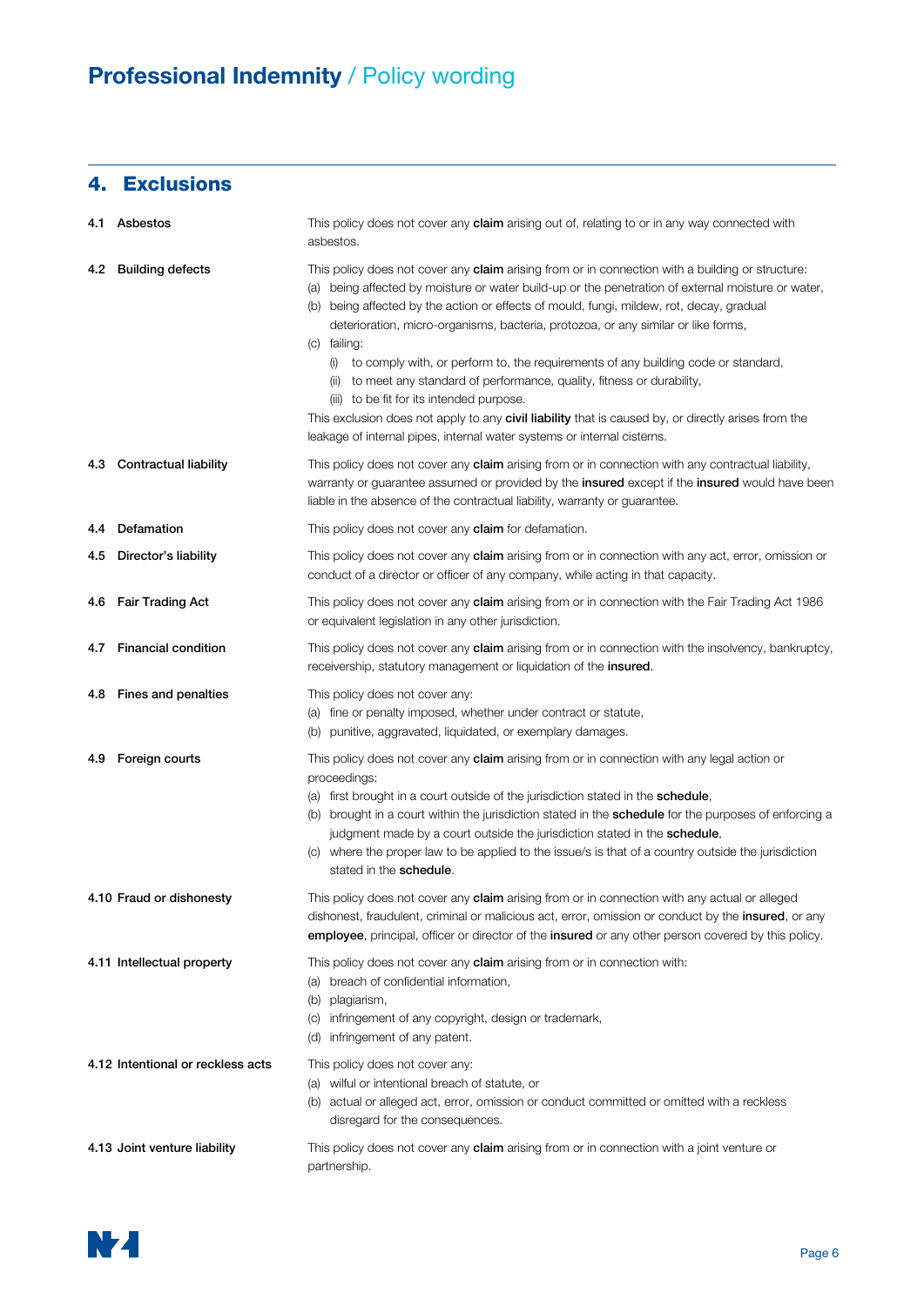## 4. Exclusions

**4.1 Asbestos**

This policy does not cover any **claim** arising out of, relating to or in any way connected with asbestos.

**4.2 Building defects**

This policy does not cover any **claim** arising from or in connection with a building or structure:

(a) being affected by moisture or water build-up or the penetration of external moisture or water,

(b) being affected by the action or effects of mould, fungi, mildew, rot, decay, gradual deterioration, micro-organisms, bacteria, protozoa, or any similar or like forms,

(c) failing:

   (i) to comply with, or perform to, the requirements of any building code or standard,

   (ii) to meet any standard of performance, quality, fitness or durability,

   (iii) to be fit for its intended purpose.

This exclusion does not apply to any **civil liability** that is caused by, or directly arises from the leakage of internal pipes, internal water systems or internal cisterns.

**4.3 Contractual liability**

This policy does not cover any **claim** arising from or in connection with any contractual liability, warranty or guarantee assumed or provided by the **insured** except if the **insured** would have been liable in the absence of the contractual liability, warranty or guarantee.

**4.4 Defamation**

This policy does not cover any **claim** for defamation.

**4.5 Director's liability**

This policy does not cover any **claim** arising from or in connection with any act, error, omission or conduct of a director or officer of any company, while acting in that capacity.

**4.6 Fair Trading Act**

This policy does not cover any **claim** arising from or in connection with the Fair Trading Act 1986 or equivalent legislation in any other jurisdiction.

**4.7 Financial condition**

This policy does not cover any **claim** arising from or in connection with the insolvency, bankruptcy, receivership, statutory management or liquidation of the **insured**.

**4.8 Fines and penalties**

This policy does not cover any:

(a) fine or penalty imposed, whether under contract or statute,

(b) punitive, aggravated, liquidated, or exemplary damages.

**4.9 Foreign courts**

This policy does not cover any **claim** arising from or in connection with any legal action or proceedings:

(a) first brought in a court outside of the jurisdiction stated in the **schedule**,

(b) brought in a court within the jurisdiction stated in the **schedule** for the purposes of enforcing a judgment made by a court outside the jurisdiction stated in the **schedule**,

(c) where the proper law to be applied to the issue/s is that of a country outside the jurisdiction stated in the **schedule**.

**4.10 Fraud or dishonesty**

This policy does not cover any **claim** arising from or in connection with any actual or alleged dishonest, fraudulent, criminal or malicious act, error, omission or conduct by the **insured**, or any **employee**, principal, officer or director of the **insured** or any other person covered by this policy.

**4.11 Intellectual property**

This policy does not cover any **claim** arising from or in connection with:

(a) breach of confidential information,

(b) plagiarism,

(c) infringement of any copyright, design or trademark,

(d) infringement of any patent.

**4.12 Intentional or reckless acts**

This policy does not cover any:

(a) wilful or intentional breach of statute, or

(b) actual or alleged act, error, omission or conduct committed or omitted with a reckless disregard for the consequences.

**4.13 Joint venture liability**

This policy does not cover any **claim** arising from or in connection with a joint venture or partnership.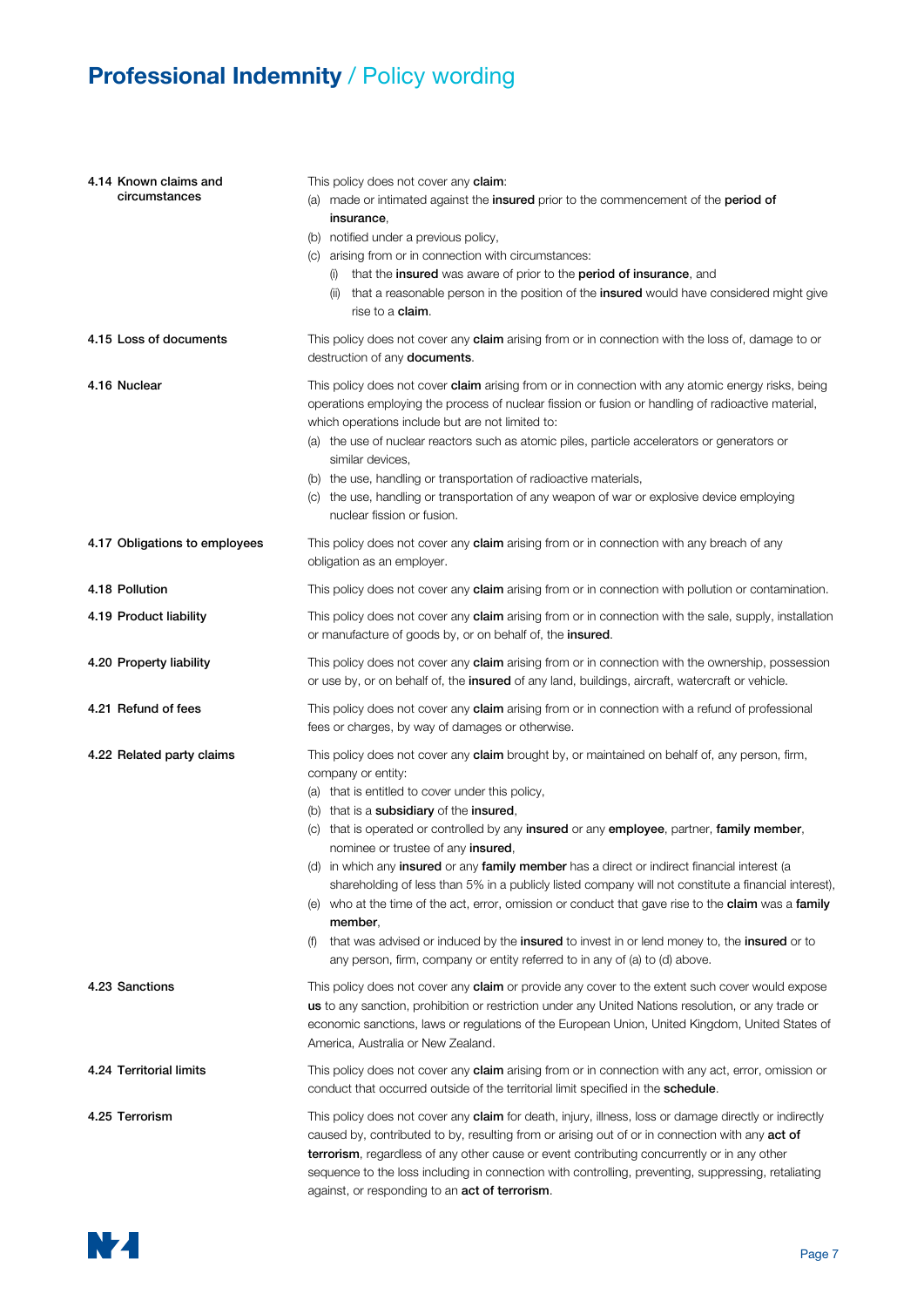#### 4.14 Known claims and circumstances

This policy does not cover any **claim**:

(a) made or intimated against the **insured** prior to the commencement of the **period of insurance**,

(b) notified under a previous policy,

(c) arising from or in connection with circumstances:

(i) that the **insured** was aware of prior to the **period of insurance**, and

(ii) that a reasonable person in the position of the **insured** would have considered might give rise to a **claim**.

#### 4.15 Loss of documents

This policy does not cover any **claim** arising from or in connection with the loss of, damage to or destruction of any **documents**.

#### 4.16 Nuclear

This policy does not cover **claim** arising from or in connection with any atomic energy risks, being operations employing the process of nuclear fission or fusion or handling of radioactive material, which operations include but are not limited to:

(a) the use of nuclear reactors such as atomic piles, particle accelerators or generators or similar devices,

(b) the use, handling or transportation of radioactive materials,

(c) the use, handling or transportation of any weapon of war or explosive device employing nuclear fission or fusion.

#### 4.17 Obligations to employees

This policy does not cover any **claim** arising from or in connection with any breach of any obligation as an employer.

#### 4.18 Pollution

This policy does not cover any **claim** arising from or in connection with pollution or contamination.

#### 4.19 Product liability

This policy does not cover any **claim** arising from or in connection with the sale, supply, installation or manufacture of goods by, or on behalf of, the **insured**.

#### 4.20 Property liability

This policy does not cover any **claim** arising from or in connection with the ownership, possession or use by, or on behalf of, the **insured** of any land, buildings, aircraft, watercraft or vehicle.

#### 4.21 Refund of fees

This policy does not cover any **claim** arising from or in connection with a refund of professional fees or charges, by way of damages or otherwise.

#### 4.22 Related party claims

This policy does not cover any **claim** brought by, or maintained on behalf of, any person, firm, company or entity:

(a) that is entitled to cover under this policy,

(b) that is a **subsidiary** of the **insured**,

(c) that is operated or controlled by any **insured** or any **employee**, partner, **family member**, nominee or trustee of any **insured**,

(d) in which any **insured** or any **family member** has a direct or indirect financial interest (a shareholding of less than 5% in a publicly listed company will not constitute a financial interest),

(e) who at the time of the act, error, omission or conduct that gave rise to the **claim** was a **family member**,

(f) that was advised or induced by the **insured** to invest in or lend money to, the **insured** or to any person, firm, company or entity referred to in any of (a) to (d) above.

#### 4.23 Sanctions

This policy does not cover any **claim** or provide any cover to the extent such cover would expose **us** to any sanction, prohibition or restriction under any United Nations resolution, or any trade or economic sanctions, laws or regulations of the European Union, United Kingdom, United States of America, Australia or New Zealand.

#### 4.24 Territorial limits

This policy does not cover any **claim** arising from or in connection with any act, error, omission or conduct that occurred outside of the territorial limit specified in the **schedule**.

#### 4.25 Terrorism

This policy does not cover any **claim** for death, injury, illness, loss or damage directly or indirectly caused by, contributed to by, resulting from or arising out of or in connection with any **act of terrorism**, regardless of any other cause or event contributing concurrently or in any other sequence to the loss including in connection with controlling, preventing, suppressing, retaliating against, or responding to an **act of terrorism**.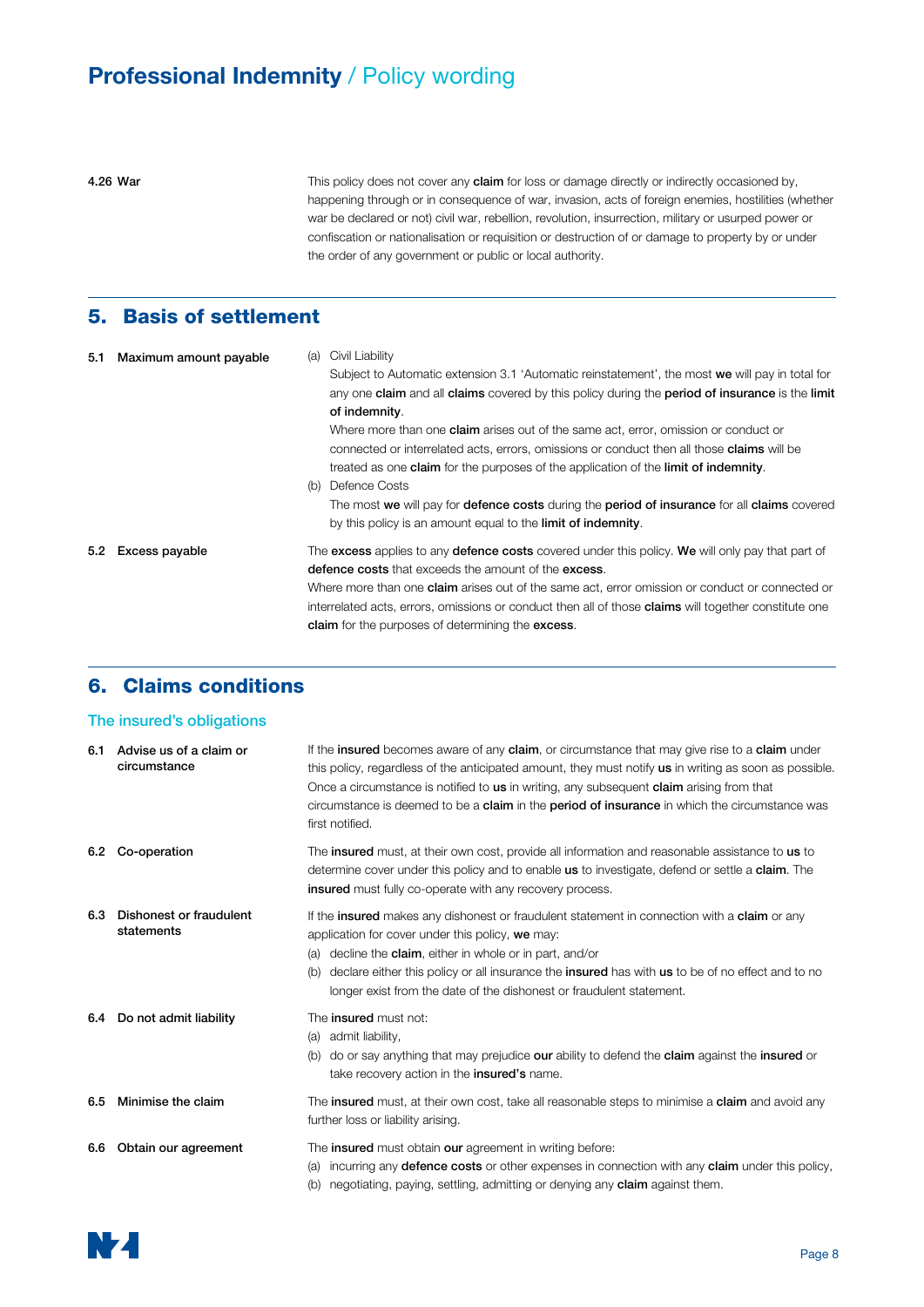**4.26 War**

This policy does not cover any **claim** for loss or damage directly or indirectly occasioned by, happening through or in consequence of war, invasion, acts of foreign enemies, hostilities (whether war be declared or not) civil war, rebellion, revolution, insurrection, military or usurped power or confiscation or nationalisation or requisition or destruction of or damage to property by or under the order of any government or public or local authority.

## 5. Basis of settlement

**5.1 Maximum amount payable**

(a) Civil Liability

Subject to Automatic extension 3.1 'Automatic reinstatement', the most **we** will pay in total for any one **claim** and all **claims** covered by this policy during the **period of insurance** is the **limit of indemnity**.

Where more than one **claim** arises out of the same act, error, omission or conduct or connected or interrelated acts, errors, omissions or conduct then all those **claims** will be treated as one **claim** for the purposes of the application of the **limit of indemnity**.

(b) Defence Costs

The most **we** will pay for **defence costs** during the **period of insurance** for all **claims** covered by this policy is an amount equal to the **limit of indemnity**.

**5.2 Excess payable**

The **excess** applies to any **defence costs** covered under this policy. **We** will only pay that part of **defence costs** that exceeds the amount of the **excess**.

Where more than one **claim** arises out of the same act, error omission or conduct or connected or interrelated acts, errors, omissions or conduct then all of those **claims** will together constitute one **claim** for the purposes of determining the **excess**.

## 6. Claims conditions

### The insured's obligations

**6.1 Advise us of a claim or circumstance**

If the **insured** becomes aware of any **claim**, or circumstance that may give rise to a **claim** under this policy, regardless of the anticipated amount, they must notify **us** in writing as soon as possible. Once a circumstance is notified to **us** in writing, any subsequent **claim** arising from that circumstance is deemed to be a **claim** in the **period of insurance** in which the circumstance was first notified.

**6.2 Co-operation**

The **insured** must, at their own cost, provide all information and reasonable assistance to **us** to determine cover under this policy and to enable **us** to investigate, defend or settle a **claim**. The **insured** must fully co-operate with any recovery process.

**6.3 Dishonest or fraudulent statements**

If the **insured** makes any dishonest or fraudulent statement in connection with a **claim** or any application for cover under this policy, **we** may:

(a) decline the **claim**, either in whole or in part, and/or
(b) declare either this policy or all insurance the **insured** has with **us** to be of no effect and to no longer exist from the date of the dishonest or fraudulent statement.

**6.4 Do not admit liability**

The **insured** must not:

(a) admit liability,
(b) do or say anything that may prejudice **our** ability to defend the **claim** against the **insured** or take recovery action in the **insured's** name.

**6.5 Minimise the claim**

The **insured** must, at their own cost, take all reasonable steps to minimise a **claim** and avoid any further loss or liability arising.

**6.6 Obtain our agreement**

The **insured** must obtain **our** agreement in writing before:

(a) incurring any **defence costs** or other expenses in connection with any **claim** under this policy,
(b) negotiating, paying, settling, admitting or denying any **claim** against them.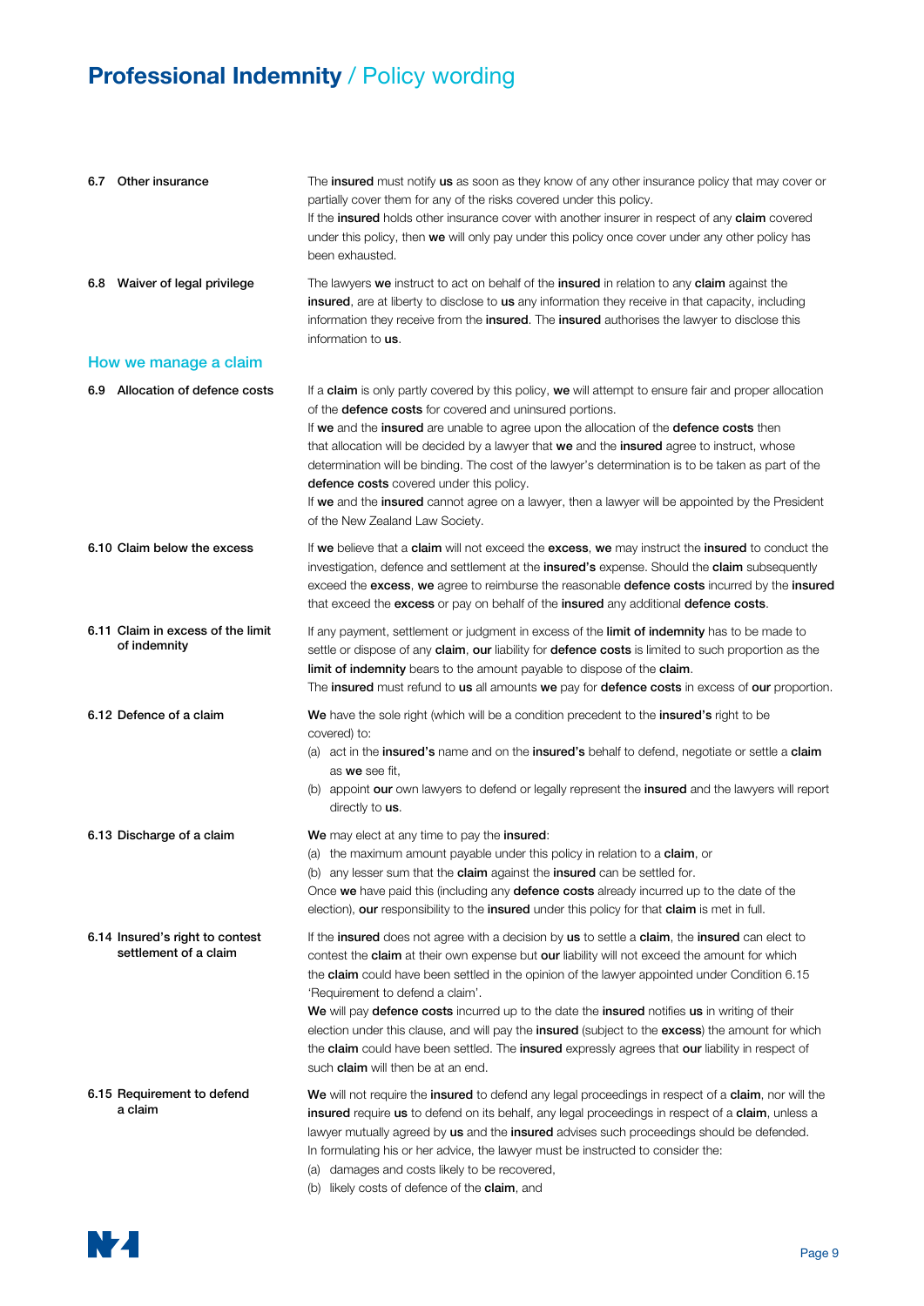**6.7 Other insurance**

The **insured** must notify **us** as soon as they know of any other insurance policy that may cover or partially cover them for any of the risks covered under this policy.
If the **insured** holds other insurance cover with another insurer in respect of any **claim** covered under this policy, then **we** will only pay under this policy once cover under any other policy has been exhausted.

**6.8 Waiver of legal privilege**

The lawyers **we** instruct to act on behalf of the **insured** in relation to any **claim** against the **insured**, are at liberty to disclose to **us** any information they receive in that capacity, including information they receive from the **insured**. The **insured** authorises the lawyer to disclose this information to **us**.

## How we manage a claim

**6.9 Allocation of defence costs**

If a **claim** is only partly covered by this policy, **we** will attempt to ensure fair and proper allocation of the **defence costs** for covered and uninsured portions.
If **we** and the **insured** are unable to agree upon the allocation of the **defence costs** then that allocation will be decided by a lawyer that **we** and the **insured** agree to instruct, whose determination will be binding. The cost of the lawyer's determination is to be taken as part of the **defence costs** covered under this policy.
If **we** and the **insured** cannot agree on a lawyer, then a lawyer will be appointed by the President of the New Zealand Law Society.

**6.10 Claim below the excess**

If **we** believe that a **claim** will not exceed the **excess**, **we** may instruct the **insured** to conduct the investigation, defence and settlement at the **insured's** expense. Should the **claim** subsequently exceed the **excess**, **we** agree to reimburse the reasonable **defence costs** incurred by the **insured** that exceed the **excess** or pay on behalf of the **insured** any additional **defence costs**.

**6.11 Claim in excess of the limit of indemnity**

If any payment, settlement or judgment in excess of the **limit of indemnity** has to be made to settle or dispose of any **claim**, **our** liability for **defence costs** is limited to such proportion as the **limit of indemnity** bears to the amount payable to dispose of the **claim**.
The **insured** must refund to **us** all amounts **we** pay for **defence costs** in excess of **our** proportion.

**6.12 Defence of a claim**

**We** have the sole right (which will be a condition precedent to the **insured's** right to be covered) to:

(a) act in the **insured's** name and on the **insured's** behalf to defend, negotiate or settle a **claim** as **we** see fit,

(b) appoint **our** own lawyers to defend or legally represent the **insured** and the lawyers will report directly to **us**.

**6.13 Discharge of a claim**

**We** may elect at any time to pay the **insured**:

(a) the maximum amount payable under this policy in relation to a **claim**, or

(b) any lesser sum that the **claim** against the **insured** can be settled for.

Once **we** have paid this (including any **defence costs** already incurred up to the date of the election), **our** responsibility to the **insured** under this policy for that **claim** is met in full.

**6.14 Insured's right to contest settlement of a claim**

If the **insured** does not agree with a decision by **us** to settle a **claim**, the **insured** can elect to contest the **claim** at their own expense but **our** liability will not exceed the amount for which the **claim** could have been settled in the opinion of the lawyer appointed under Condition 6.15 'Requirement to defend a claim'.
**We** will pay **defence costs** incurred up to the date the **insured** notifies **us** in writing of their election under this clause, and will pay the **insured** (subject to the **excess**) the amount for which the **claim** could have been settled. The **insured** expressly agrees that **our** liability in respect of such **claim** will then be at an end.

**6.15 Requirement to defend a claim**

**We** will not require the **insured** to defend any legal proceedings in respect of a **claim**, nor will the **insured** require **us** to defend on its behalf, any legal proceedings in respect of a **claim**, unless a lawyer mutually agreed by **us** and the **insured** advises such proceedings should be defended.
In formulating his or her advice, the lawyer must be instructed to consider the:

(a) damages and costs likely to be recovered,

(b) likely costs of defence of the **claim**, and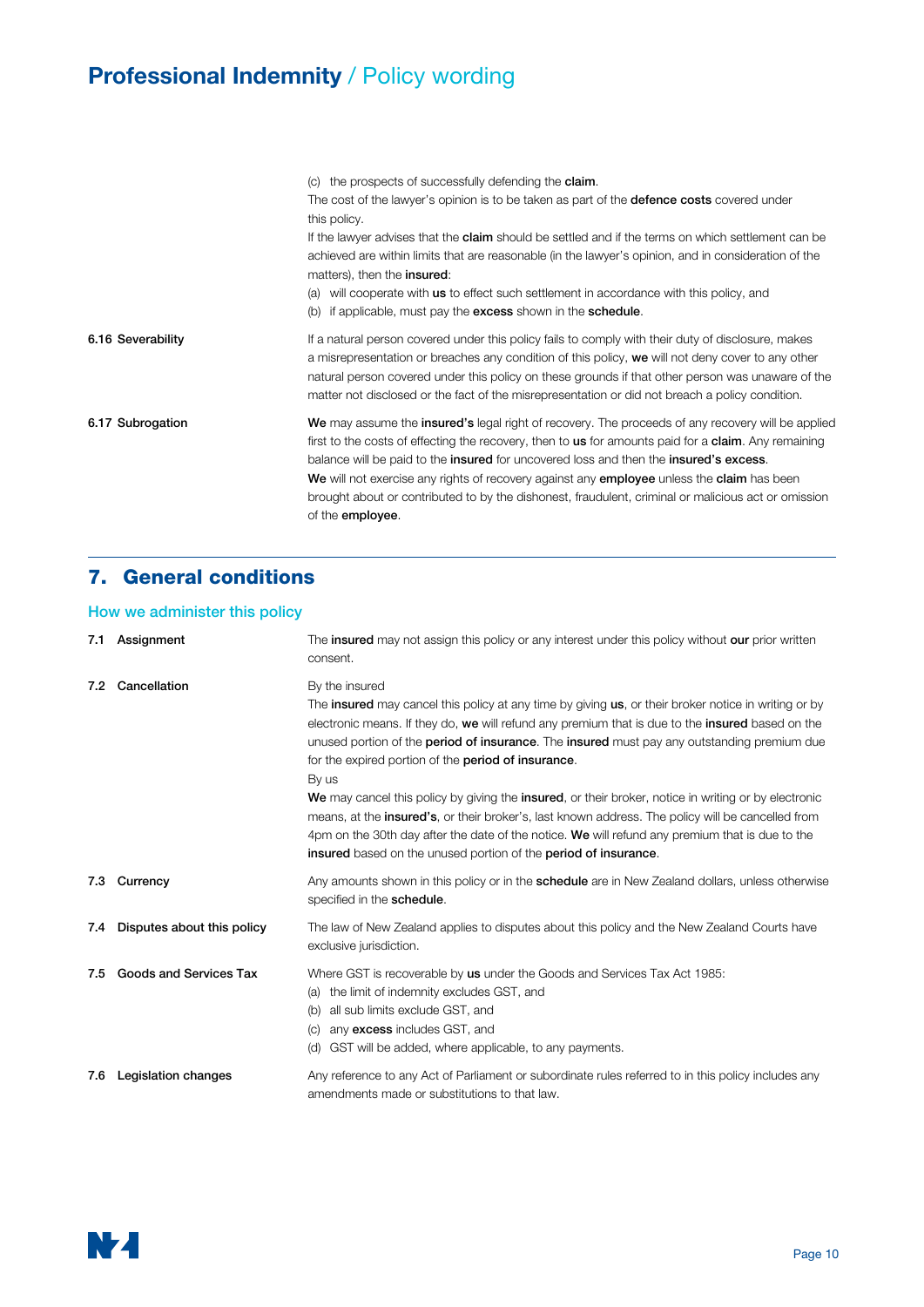(c) the prospects of successfully defending the **claim**.

The cost of the lawyer's opinion is to be taken as part of the **defence costs** covered under this policy.

If the lawyer advises that the **claim** should be settled and if the terms on which settlement can be achieved are within limits that are reasonable (in the lawyer's opinion, and in consideration of the matters), then the **insured**:

(a) will cooperate with **us** to effect such settlement in accordance with this policy, and

(b) if applicable, must pay the **excess** shown in the **schedule**.

**6.16 Severability**

If a natural person covered under this policy fails to comply with their duty of disclosure, makes a misrepresentation or breaches any condition of this policy, **we** will not deny cover to any other natural person covered under this policy on these grounds if that other person was unaware of the matter not disclosed or the fact of the misrepresentation or did not breach a policy condition.

**6.17 Subrogation**

**We** may assume the **insured's** legal right of recovery. The proceeds of any recovery will be applied first to the costs of effecting the recovery, then to **us** for amounts paid for a **claim**. Any remaining balance will be paid to the **insured** for uncovered loss and then the **insured's excess**.

**We** will not exercise any rights of recovery against any **employee** unless the **claim** has been brought about or contributed to by the dishonest, fraudulent, criminal or malicious act or omission of the **employee**.

## 7. General conditions

### How we administer this policy

**7.1 Assignment**

The **insured** may not assign this policy or any interest under this policy without **our** prior written consent.

**7.2 Cancellation**

By the insured

The **insured** may cancel this policy at any time by giving **us**, or their broker notice in writing or by electronic means. If they do, **we** will refund any premium that is due to the **insured** based on the unused portion of the **period of insurance**. The **insured** must pay any outstanding premium due for the expired portion of the **period of insurance**.

By us

**We** may cancel this policy by giving the **insured**, or their broker, notice in writing or by electronic means, at the **insured's**, or their broker's, last known address. The policy will be cancelled from 4pm on the 30th day after the date of the notice. **We** will refund any premium that is due to the **insured** based on the unused portion of the **period of insurance**.

**7.3 Currency**

Any amounts shown in this policy or in the **schedule** are in New Zealand dollars, unless otherwise specified in the **schedule**.

**7.4 Disputes about this policy**

The law of New Zealand applies to disputes about this policy and the New Zealand Courts have exclusive jurisdiction.

**7.5 Goods and Services Tax**

Where GST is recoverable by **us** under the Goods and Services Tax Act 1985:

(a) the limit of indemnity excludes GST, and

(b) all sub limits exclude GST, and

(c) any **excess** includes GST, and

(d) GST will be added, where applicable, to any payments.

**7.6 Legislation changes**

Any reference to any Act of Parliament or subordinate rules referred to in this policy includes any amendments made or substitutions to that law.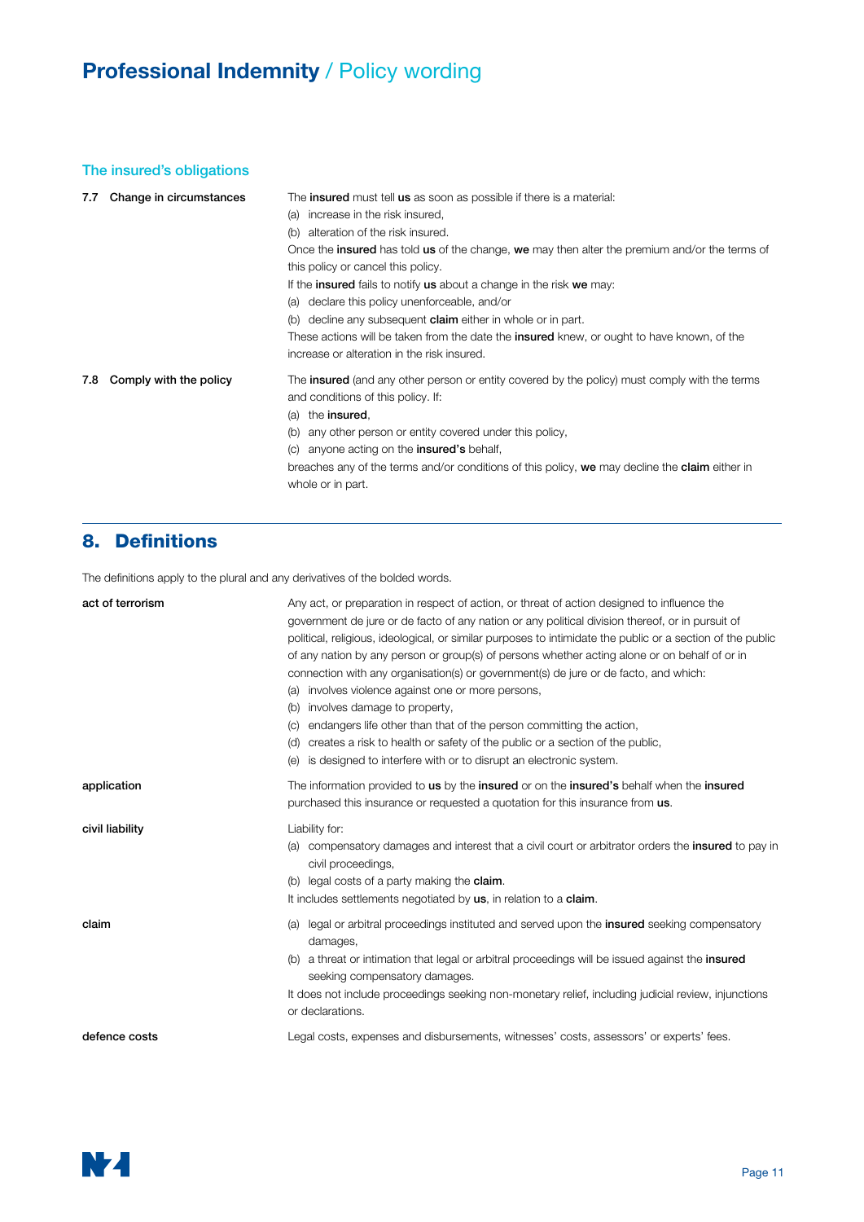### The insured's obligations

**7.7 Change in circumstances**

The **insured** must tell **us** as soon as possible if there is a material:

(a) increase in the risk insured,
(b) alteration of the risk insured.

Once the **insured** has told **us** of the change, **we** may then alter the premium and/or the terms of this policy or cancel this policy.

If the **insured** fails to notify **us** about a change in the risk **we** may:

(a) declare this policy unenforceable, and/or
(b) decline any subsequent **claim** either in whole or in part.

These actions will be taken from the date the **insured** knew, or ought to have known, of the increase or alteration in the risk insured.

**7.8 Comply with the policy**

The **insured** (and any other person or entity covered by the policy) must comply with the terms and conditions of this policy. If:

(a) the **insured**,
(b) any other person or entity covered under this policy,
(c) anyone acting on the **insured's** behalf,

breaches any of the terms and/or conditions of this policy, **we** may decline the **claim** either in whole or in part.

## 8. Definitions

The definitions apply to the plural and any derivatives of the bolded words.

**act of terrorism**

Any act, or preparation in respect of action, or threat of action designed to influence the government de jure or de facto of any nation or any political division thereof, or in pursuit of political, religious, ideological, or similar purposes to intimidate the public or a section of the public of any nation by any person or group(s) of persons whether acting alone or on behalf of or in connection with any organisation(s) or government(s) de jure or de facto, and which:

(a) involves violence against one or more persons,
(b) involves damage to property,
(c) endangers life other than that of the person committing the action,
(d) creates a risk to health or safety of the public or a section of the public,
(e) is designed to interfere with or to disrupt an electronic system.

**application**

The information provided to **us** by the **insured** or on the **insured's** behalf when the **insured** purchased this insurance or requested a quotation for this insurance from **us**.

**civil liability**

Liability for:

(a) compensatory damages and interest that a civil court or arbitrator orders the **insured** to pay in civil proceedings,
(b) legal costs of a party making the **claim**.

It includes settlements negotiated by **us**, in relation to a **claim**.

**claim**

(a) legal or arbitral proceedings instituted and served upon the **insured** seeking compensatory damages,
(b) a threat or intimation that legal or arbitral proceedings will be issued against the **insured** seeking compensatory damages.

It does not include proceedings seeking non-monetary relief, including judicial review, injunctions or declarations.

**defence costs**

Legal costs, expenses and disbursements, witnesses' costs, assessors' or experts' fees.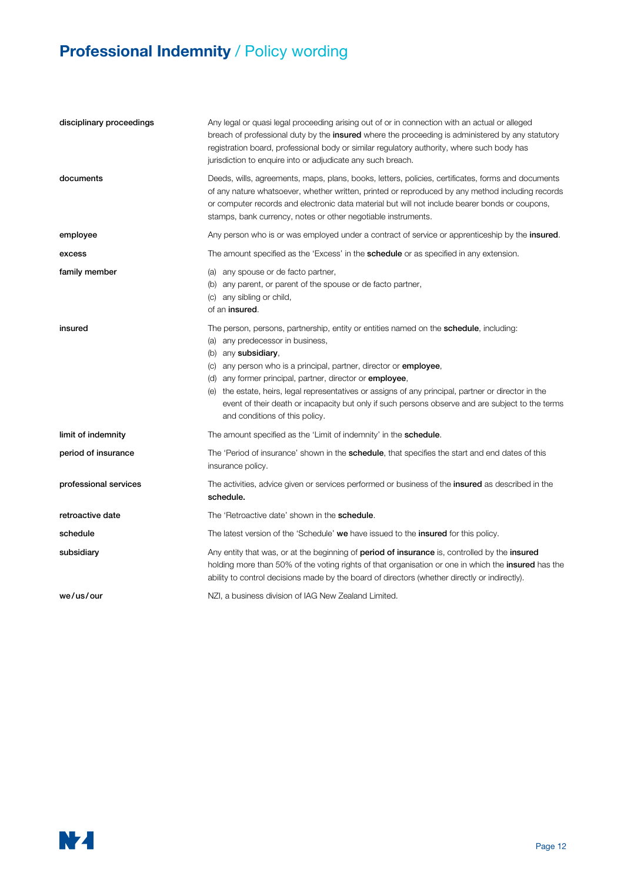| | |
|---|---|
| **disciplinary proceedings** | Any legal or quasi legal proceeding arising out of or in connection with an actual or alleged breach of professional duty by the **insured** where the proceeding is administered by any statutory registration board, professional body or similar regulatory authority, where such body has jurisdiction to enquire into or adjudicate any such breach. |
| **documents** | Deeds, wills, agreements, maps, plans, books, letters, policies, certificates, forms and documents of any nature whatsoever, whether written, printed or reproduced by any method including records or computer records and electronic data material but will not include bearer bonds or coupons, stamps, bank currency, notes or other negotiable instruments. |
| **employee** | Any person who is or was employed under a contract of service or apprenticeship by the **insured**. |
| **excess** | The amount specified as the 'Excess' in the **schedule** or as specified in any extension. |
| **family member** | (a) any spouse or de facto partner,<br>(b) any parent, or parent of the spouse or de facto partner,<br>(c) any sibling or child,<br>of an **insured**. |
| **insured** | The person, persons, partnership, entity or entities named on the **schedule**, including:<br>(a) any predecessor in business,<br>(b) any **subsidiary**,<br>(c) any person who is a principal, partner, director or **employee**,<br>(d) any former principal, partner, director or **employee**,<br>(e) the estate, heirs, legal representatives or assigns of any principal, partner or director in the event of their death or incapacity but only if such persons observe and are subject to the terms and conditions of this policy. |
| **limit of indemnity** | The amount specified as the 'Limit of indemnity' in the **schedule**. |
| **period of insurance** | The 'Period of insurance' shown in the **schedule**, that specifies the start and end dates of this insurance policy. |
| **professional services** | The activities, advice given or services performed or business of the **insured** as described in the **schedule.** |
| **retroactive date** | The 'Retroactive date' shown in the **schedule**. |
| **schedule** | The latest version of the 'Schedule' **we** have issued to the **insured** for this policy. |
| **subsidiary** | Any entity that was, or at the beginning of **period of insurance** is, controlled by the **insured** holding more than 50% of the voting rights of that organisation or one in which the **insured** has the ability to control decisions made by the board of directors (whether directly or indirectly). |
| **we/us/our** | NZI, a business division of IAG New Zealand Limited. |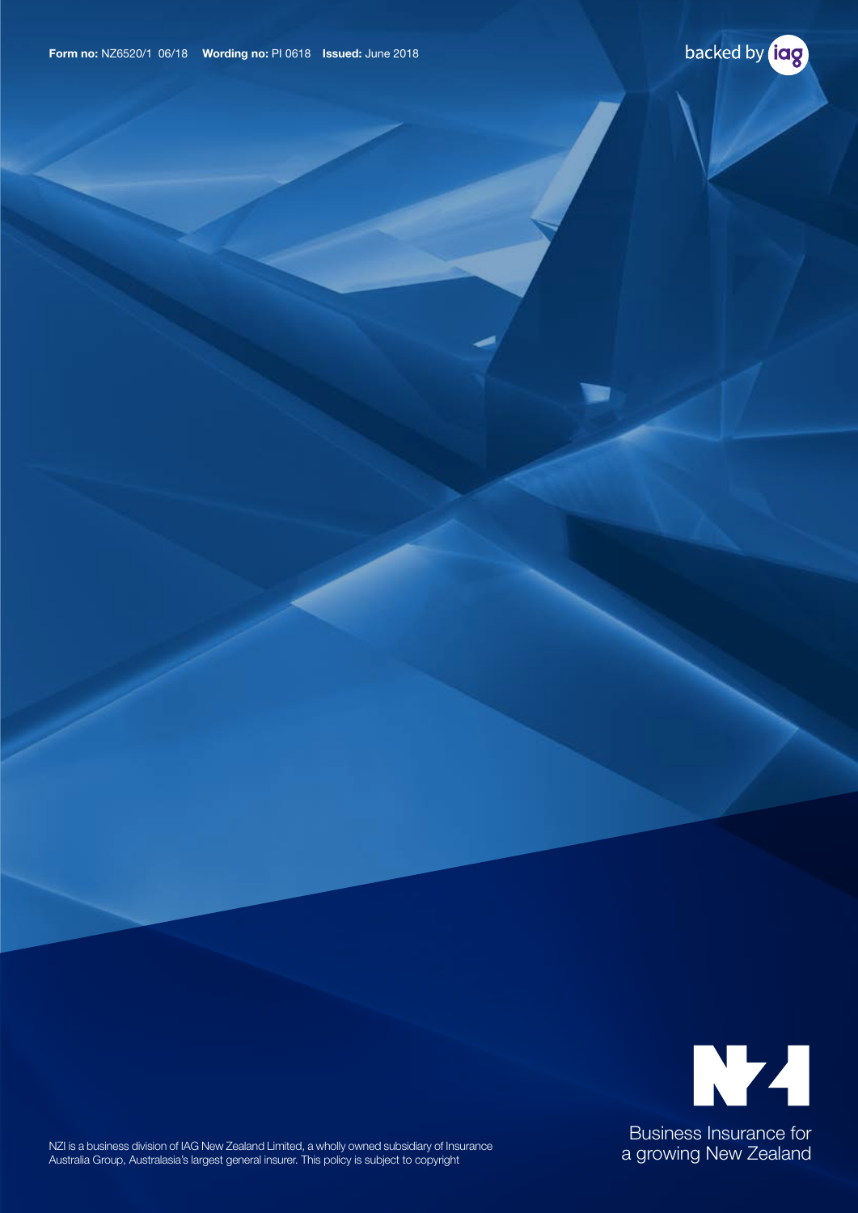**Form no:** NZ6520/1 06/18 **Wording no:** PI 0618 **Issued:** June 2018

backed by iag

NZI

Business Insurance for a growing New Zealand

NZI is a business division of IAG New Zealand Limited, a wholly owned subsidiary of Insurance Australia Group, Australasia's largest general insurer. This policy is subject to copyright